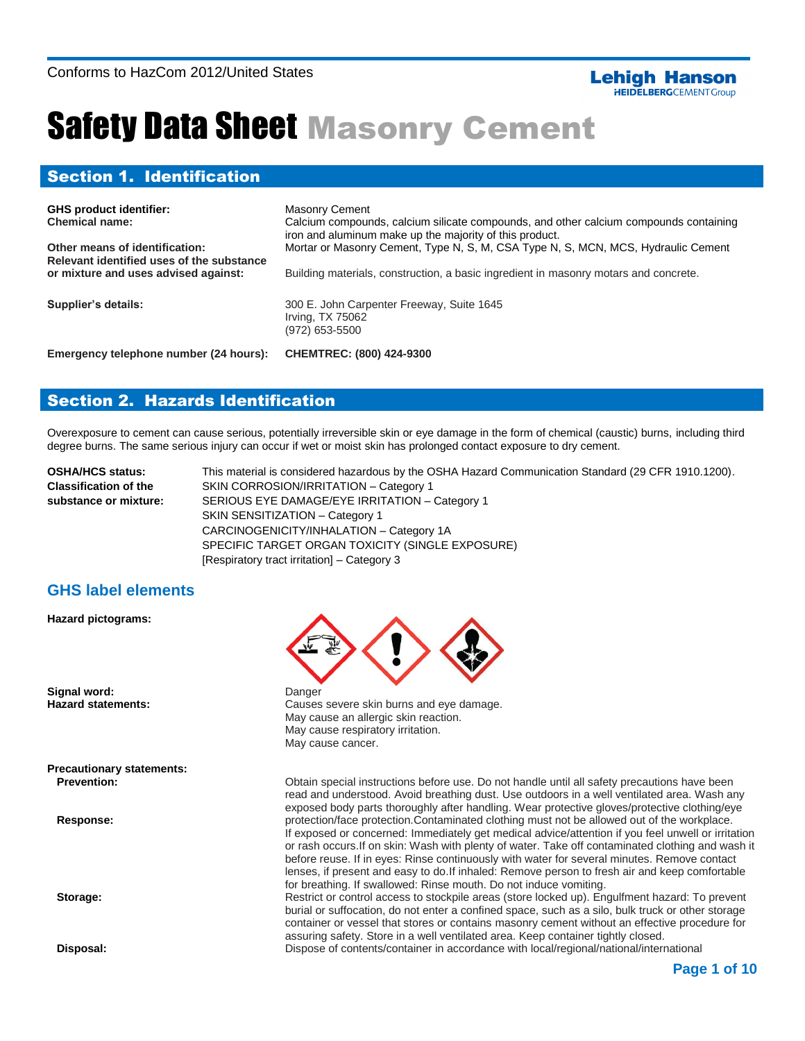Conforms to HazCom 2012/United States

# Safety Data Sheet Masonry Cement

## Section 1. Identification

**GHS product identifier:** Masonry Cement

**Chemical name:** Calcium compounds, calcium silicate compounds, and other calcium compounds containing iron and aluminum make up the majority of this product.

**Other means of identification:** Mortar or Masonry Cement, Type N, S, M, CSA Type N, S, MCN, MCS, Hydraulic Cement

**Relevant identified uses of the substance or mixture and uses advised against:** Building materials, construction, a basic ingredient in masonry motars and concrete.

**Supplier's details:** 300 E. John Carpenter Freeway, Suite 1645
Irving, TX 75062
(972) 653-5500

**Emergency telephone number (24 hours):** **CHEMTREC: (800) 424-9300**

## Section 2. Hazards Identification

Overexposure to cement can cause serious, potentially irreversible skin or eye damage in the form of chemical (caustic) burns, including third degree burns. The same serious injury can occur if wet or moist skin has prolonged contact exposure to dry cement.

**OSHA/HCS status:** This material is considered hazardous by the OSHA Hazard Communication Standard (29 CFR 1910.1200).

**Classification of the substance or mixture:**
SKIN CORROSION/IRRITATION – Category 1
SERIOUS EYE DAMAGE/EYE IRRITATION – Category 1
SKIN SENSITIZATION – Category 1
CARCINOGENICITY/INHALATION – Category 1A
SPECIFIC TARGET ORGAN TOXICITY (SINGLE EXPOSURE)
[Respiratory tract irritation] – Category 3

### GHS label elements

**Hazard pictograms:**

**Signal word:** Danger

**Hazard statements:**
Causes severe skin burns and eye damage.
May cause an allergic skin reaction.
May cause respiratory irritation.
May cause cancer.

**Precautionary statements:**

**Prevention:** Obtain special instructions before use. Do not handle until all safety precautions have been read and understood. Avoid breathing dust. Use outdoors in a well ventilated area. Wash any exposed body parts thoroughly after handling. Wear protective gloves/protective clothing/eye protection/face protection.Contaminated clothing must not be allowed out of the workplace.

**Response:** If exposed or concerned: Immediately get medical advice/attention if you feel unwell or irritation or rash occurs.If on skin: Wash with plenty of water. Take off contaminated clothing and wash it before reuse. If in eyes: Rinse continuously with water for several minutes. Remove contact lenses, if present and easy to do.If inhaled: Remove person to fresh air and keep comfortable for breathing. If swallowed: Rinse mouth. Do not induce vomiting.

**Storage:** Restrict or control access to stockpile areas (store locked up). Engulfment hazard: To prevent burial or suffocation, do not enter a confined space, such as a silo, bulk truck or other storage container or vessel that stores or contains masonry cement without an effective procedure for assuring safety. Store in a well ventilated area. Keep container tightly closed.

**Disposal:** Dispose of contents/container in accordance with local/regional/national/international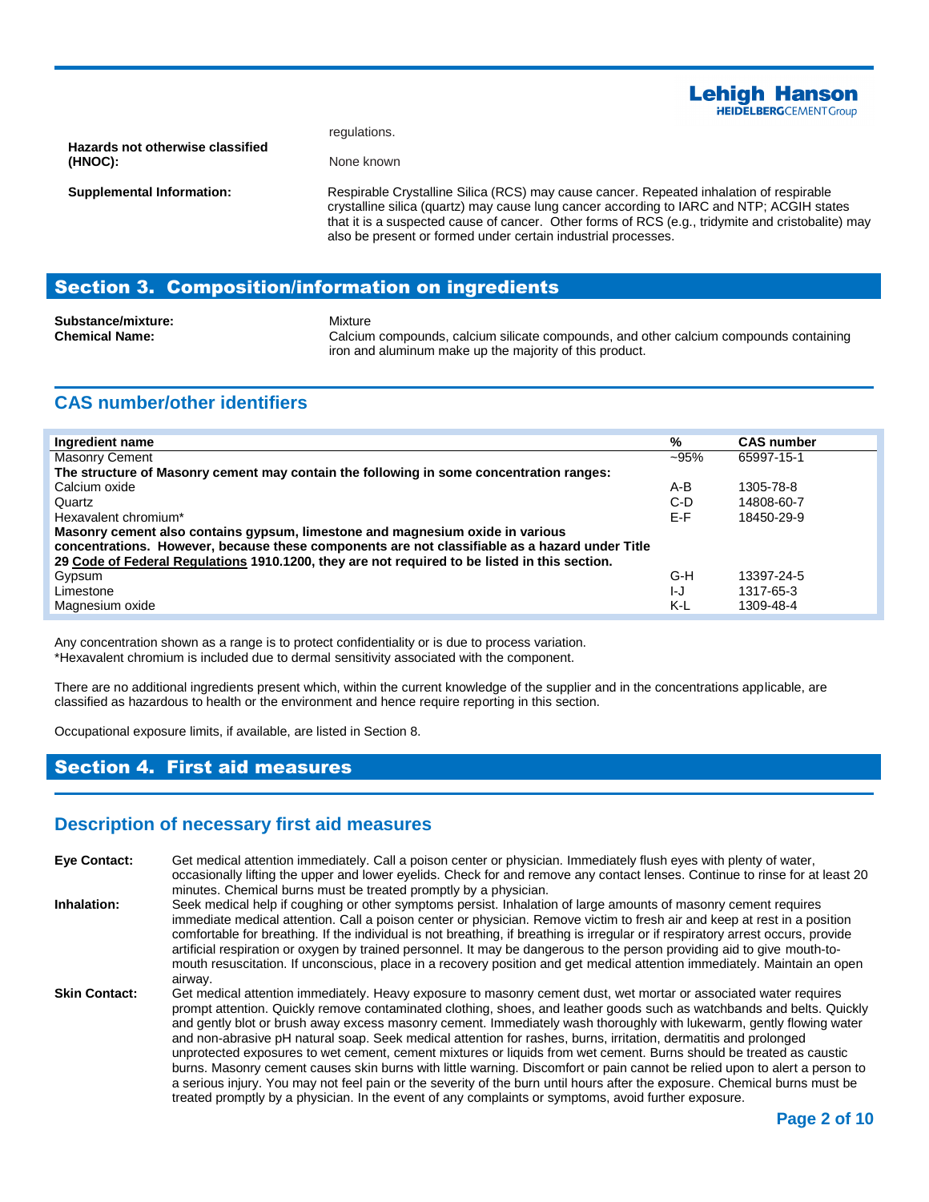| | |
|---|---|
| | regulations. |
| **Hazards not otherwise classified (HNOC):** | None known |
| **Supplemental Information:** | Respirable Crystalline Silica (RCS) may cause cancer. Repeated inhalation of respirable crystalline silica (quartz) may cause lung cancer according to IARC and NTP; ACGIH states that it is a suspected cause of cancer. Other forms of RCS (e.g., tridymite and cristobalite) may also be present or formed under certain industrial processes. |

## Section 3. Composition/information on ingredients

**Substance/mixture:** Mixture

**Chemical Name:** Calcium compounds, calcium silicate compounds, and other calcium compounds containing iron and aluminum make up the majority of this product.

### CAS number/other identifiers

| Ingredient name | % | CAS number |
|---|---|---|
| Masonry Cement | ~95% | 65997-15-1 |
| **The structure of Masonry cement may contain the following in some concentration ranges:** | | |
| Calcium oxide | A-B | 1305-78-8 |
| Quartz | C-D | 14808-60-7 |
| Hexavalent chromium* | E-F | 18450-29-9 |
| **Masonry cement also contains gypsum, limestone and magnesium oxide in various concentrations. However, because these components are not classifiable as a hazard under Title 29 Code of Federal Regulations 1910.1200, they are not required to be listed in this section.** | | |
| Gypsum | G-H | 13397-24-5 |
| Limestone | I-J | 1317-65-3 |
| Magnesium oxide | K-L | 1309-48-4 |

Any concentration shown as a range is to protect confidentiality or is due to process variation.
*Hexavalent chromium is included due to dermal sensitivity associated with the component.

There are no additional ingredients present which, within the current knowledge of the supplier and in the concentrations applicable, are classified as hazardous to health or the environment and hence require reporting in this section.

Occupational exposure limits, if available, are listed in Section 8.

## Section 4. First aid measures

### Description of necessary first aid measures

**Eye Contact:** Get medical attention immediately. Call a poison center or physician. Immediately flush eyes with plenty of water, occasionally lifting the upper and lower eyelids. Check for and remove any contact lenses. Continue to rinse for at least 20 minutes. Chemical burns must be treated promptly by a physician.

**Inhalation:** Seek medical help if coughing or other symptoms persist. Inhalation of large amounts of masonry cement requires immediate medical attention. Call a poison center or physician. Remove victim to fresh air and keep at rest in a position comfortable for breathing. If the individual is not breathing, if breathing is irregular or if respiratory arrest occurs, provide artificial respiration or oxygen by trained personnel. It may be dangerous to the person providing aid to give mouth-to-mouth resuscitation. If unconscious, place in a recovery position and get medical attention immediately. Maintain an open airway.

**Skin Contact:** Get medical attention immediately. Heavy exposure to masonry cement dust, wet mortar or associated water requires prompt attention. Quickly remove contaminated clothing, shoes, and leather goods such as watchbands and belts. Quickly and gently blot or brush away excess masonry cement. Immediately wash thoroughly with lukewarm, gently flowing water and non-abrasive pH natural soap. Seek medical attention for rashes, burns, irritation, dermatitis and prolonged unprotected exposures to wet cement, cement mixtures or liquids from wet cement. Burns should be treated as caustic burns. Masonry cement causes skin burns with little warning. Discomfort or pain cannot be relied upon to alert a person to a serious injury. You may not feel pain or the severity of the burn until hours after the exposure. Chemical burns must be treated promptly by a physician. In the event of any complaints or symptoms, avoid further exposure.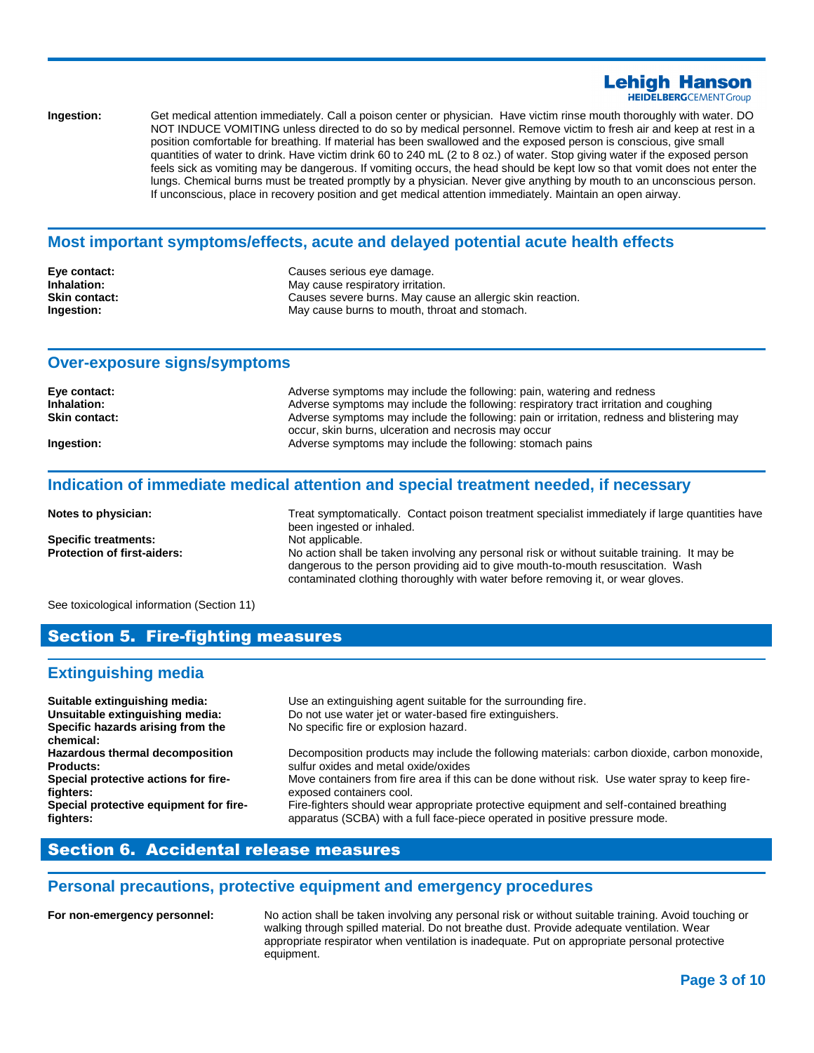**Ingestion:** Get medical attention immediately. Call a poison center or physician. Have victim rinse mouth thoroughly with water. DO NOT INDUCE VOMITING unless directed to do so by medical personnel. Remove victim to fresh air and keep at rest in a position comfortable for breathing. If material has been swallowed and the exposed person is conscious, give small quantities of water to drink. Have victim drink 60 to 240 mL (2 to 8 oz.) of water. Stop giving water if the exposed person feels sick as vomiting may be dangerous. If vomiting occurs, the head should be kept low so that vomit does not enter the lungs. Chemical burns must be treated promptly by a physician. Never give anything by mouth to an unconscious person. If unconscious, place in recovery position and get medical attention immediately. Maintain an open airway.

## Most important symptoms/effects, acute and delayed potential acute health effects

**Eye contact:** Causes serious eye damage.
**Inhalation:** May cause respiratory irritation.
**Skin contact:** Causes severe burns. May cause an allergic skin reaction.
**Ingestion:** May cause burns to mouth, throat and stomach.

## Over-exposure signs/symptoms

**Eye contact:** Adverse symptoms may include the following: pain, watering and redness
**Inhalation:** Adverse symptoms may include the following: respiratory tract irritation and coughing
**Skin contact:** Adverse symptoms may include the following: pain or irritation, redness and blistering may occur, skin burns, ulceration and necrosis may occur
**Ingestion:** Adverse symptoms may include the following: stomach pains

## Indication of immediate medical attention and special treatment needed, if necessary

**Notes to physician:** Treat symptomatically. Contact poison treatment specialist immediately if large quantities have been ingested or inhaled.
**Specific treatments:** Not applicable.
**Protection of first-aiders:** No action shall be taken involving any personal risk or without suitable training. It may be dangerous to the person providing aid to give mouth-to-mouth resuscitation. Wash contaminated clothing thoroughly with water before removing it, or wear gloves.

See toxicological information (Section 11)

# Section 5. Fire-fighting measures

## Extinguishing media

**Suitable extinguishing media:** Use an extinguishing agent suitable for the surrounding fire.
**Unsuitable extinguishing media:** Do not use water jet or water-based fire extinguishers.
**Specific hazards arising from the chemical:** No specific fire or explosion hazard.
**Hazardous thermal decomposition Products:** Decomposition products may include the following materials: carbon dioxide, carbon monoxide, sulfur oxides and metal oxide/oxides
**Special protective actions for fire-fighters:** Move containers from fire area if this can be done without risk. Use water spray to keep fire-exposed containers cool.
**Special protective equipment for fire-fighters:** Fire-fighters should wear appropriate protective equipment and self-contained breathing apparatus (SCBA) with a full face-piece operated in positive pressure mode.

# Section 6. Accidental release measures

## Personal precautions, protective equipment and emergency procedures

**For non-emergency personnel:** No action shall be taken involving any personal risk or without suitable training. Avoid touching or walking through spilled material. Do not breathe dust. Provide adequate ventilation. Wear appropriate respirator when ventilation is inadequate. Put on appropriate personal protective equipment.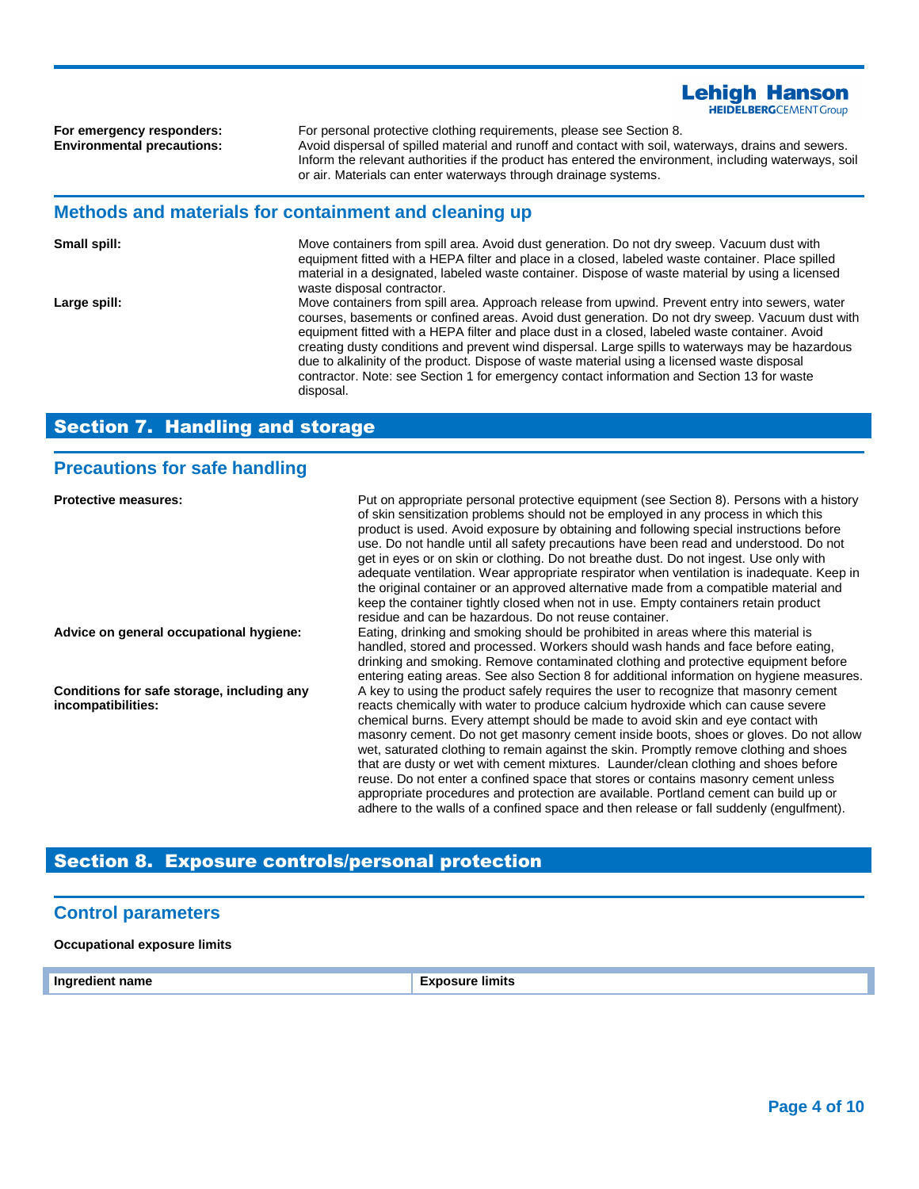**For emergency responders:** For personal protective clothing requirements, please see Section 8.

**Environmental precautions:** Avoid dispersal of spilled material and runoff and contact with soil, waterways, drains and sewers. Inform the relevant authorities if the product has entered the environment, including waterways, soil or air. Materials can enter waterways through drainage systems.

## Methods and materials for containment and cleaning up

**Small spill:** Move containers from spill area. Avoid dust generation. Do not dry sweep. Vacuum dust with equipment fitted with a HEPA filter and place in a closed, labeled waste container. Place spilled material in a designated, labeled waste container. Dispose of waste material by using a licensed waste disposal contractor.

**Large spill:** Move containers from spill area. Approach release from upwind. Prevent entry into sewers, water courses, basements or confined areas. Avoid dust generation. Do not dry sweep. Vacuum dust with equipment fitted with a HEPA filter and place dust in a closed, labeled waste container. Avoid creating dusty conditions and prevent wind dispersal. Large spills to waterways may be hazardous due to alkalinity of the product. Dispose of waste material using a licensed waste disposal contractor. Note: see Section 1 for emergency contact information and Section 13 for waste disposal.

# Section 7. Handling and storage

## Precautions for safe handling

**Protective measures:** Put on appropriate personal protective equipment (see Section 8). Persons with a history of skin sensitization problems should not be employed in any process in which this product is used. Avoid exposure by obtaining and following special instructions before use. Do not handle until all safety precautions have been read and understood. Do not get in eyes or on skin or clothing. Do not breathe dust. Do not ingest. Use only with adequate ventilation. Wear appropriate respirator when ventilation is inadequate. Keep in the original container or an approved alternative made from a compatible material and keep the container tightly closed when not in use. Empty containers retain product residue and can be hazardous. Do not reuse container.

**Advice on general occupational hygiene:** Eating, drinking and smoking should be prohibited in areas where this material is handled, stored and processed. Workers should wash hands and face before eating, drinking and smoking. Remove contaminated clothing and protective equipment before entering eating areas. See also Section 8 for additional information on hygiene measures.

**Conditions for safe storage, including any incompatibilities:** A key to using the product safely requires the user to recognize that masonry cement reacts chemically with water to produce calcium hydroxide which can cause severe chemical burns. Every attempt should be made to avoid skin and eye contact with masonry cement. Do not get masonry cement inside boots, shoes or gloves. Do not allow wet, saturated clothing to remain against the skin. Promptly remove clothing and shoes that are dusty or wet with cement mixtures. Launder/clean clothing and shoes before reuse. Do not enter a confined space that stores or contains masonry cement unless appropriate procedures and protection are available. Portland cement can build up or adhere to the walls of a confined space and then release or fall suddenly (engulfment).

# Section 8. Exposure controls/personal protection

## Control parameters

**Occupational exposure limits**

| Ingredient name | Exposure limits |
| --- | --- |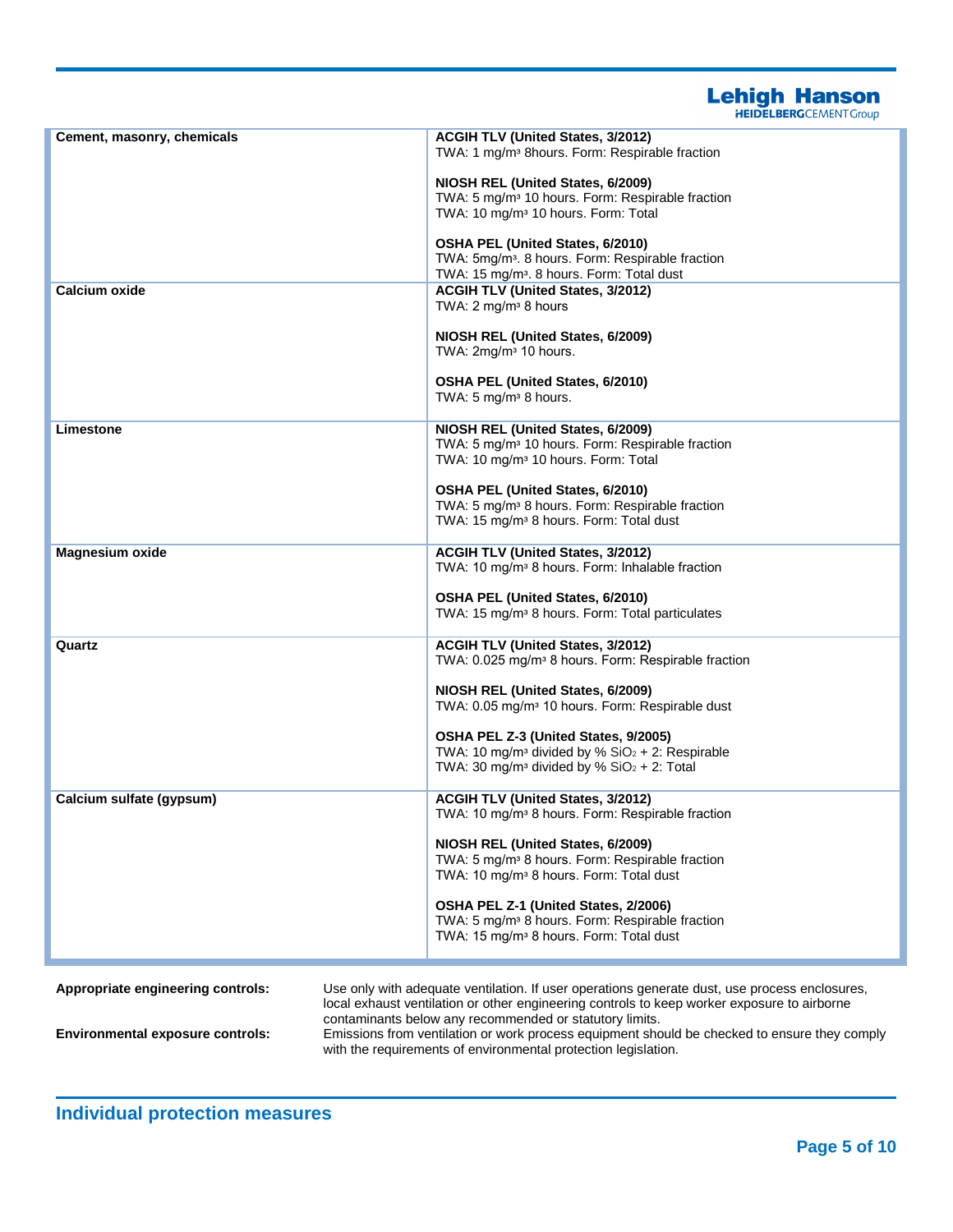| | |
|---|---|
| **Cement, masonry, chemicals** | **ACGIH TLV (United States, 3/2012)**<br>TWA: 1 mg/m³ 8hours. Form: Respirable fraction<br><br>**NIOSH REL (United States, 6/2009)**<br>TWA: 5 mg/m³ 10 hours. Form: Respirable fraction<br>TWA: 10 mg/m³ 10 hours. Form: Total<br><br>**OSHA PEL (United States, 6/2010)**<br>TWA: 5mg/m³. 8 hours. Form: Respirable fraction<br>TWA: 15 mg/m³. 8 hours. Form: Total dust |
| **Calcium oxide** | **ACGIH TLV (United States, 3/2012)**<br>TWA: 2 mg/m³ 8 hours<br><br>**NIOSH REL (United States, 6/2009)**<br>TWA: 2mg/m³ 10 hours.<br><br>**OSHA PEL (United States, 6/2010)**<br>TWA: 5 mg/m³ 8 hours. |
| **Limestone** | **NIOSH REL (United States, 6/2009)**<br>TWA: 5 mg/m³ 10 hours. Form: Respirable fraction<br>TWA: 10 mg/m³ 10 hours. Form: Total<br><br>**OSHA PEL (United States, 6/2010)**<br>TWA: 5 mg/m³ 8 hours. Form: Respirable fraction<br>TWA: 15 mg/m³ 8 hours. Form: Total dust |
| **Magnesium oxide** | **ACGIH TLV (United States, 3/2012)**<br>TWA: 10 mg/m³ 8 hours. Form: Inhalable fraction<br><br>**OSHA PEL (United States, 6/2010)**<br>TWA: 15 mg/m³ 8 hours. Form: Total particulates |
| **Quartz** | **ACGIH TLV (United States, 3/2012)**<br>TWA: 0.025 mg/m³ 8 hours. Form: Respirable fraction<br><br>**NIOSH REL (United States, 6/2009)**<br>TWA: 0.05 mg/m³ 10 hours. Form: Respirable dust<br><br>**OSHA PEL Z-3 (United States, 9/2005)**<br>TWA: 10 mg/m³ divided by % $SiO_2$ + 2: Respirable<br>TWA: 30 mg/m³ divided by % $SiO_2$ + 2: Total |
| **Calcium sulfate (gypsum)** | **ACGIH TLV (United States, 3/2012)**<br>TWA: 10 mg/m³ 8 hours. Form: Respirable fraction<br><br>**NIOSH REL (United States, 6/2009)**<br>TWA: 5 mg/m³ 8 hours. Form: Respirable fraction<br>TWA: 10 mg/m³ 8 hours. Form: Total dust<br><br>**OSHA PEL Z-1 (United States, 2/2006)**<br>TWA: 5 mg/m³ 8 hours. Form: Respirable fraction<br>TWA: 15 mg/m³ 8 hours. Form: Total dust |

**Appropriate engineering controls:** Use only with adequate ventilation. If user operations generate dust, use process enclosures, local exhaust ventilation or other engineering controls to keep worker exposure to airborne contaminants below any recommended or statutory limits.

**Environmental exposure controls:** Emissions from ventilation or work process equipment should be checked to ensure they comply with the requirements of environmental protection legislation.

## Individual protection measures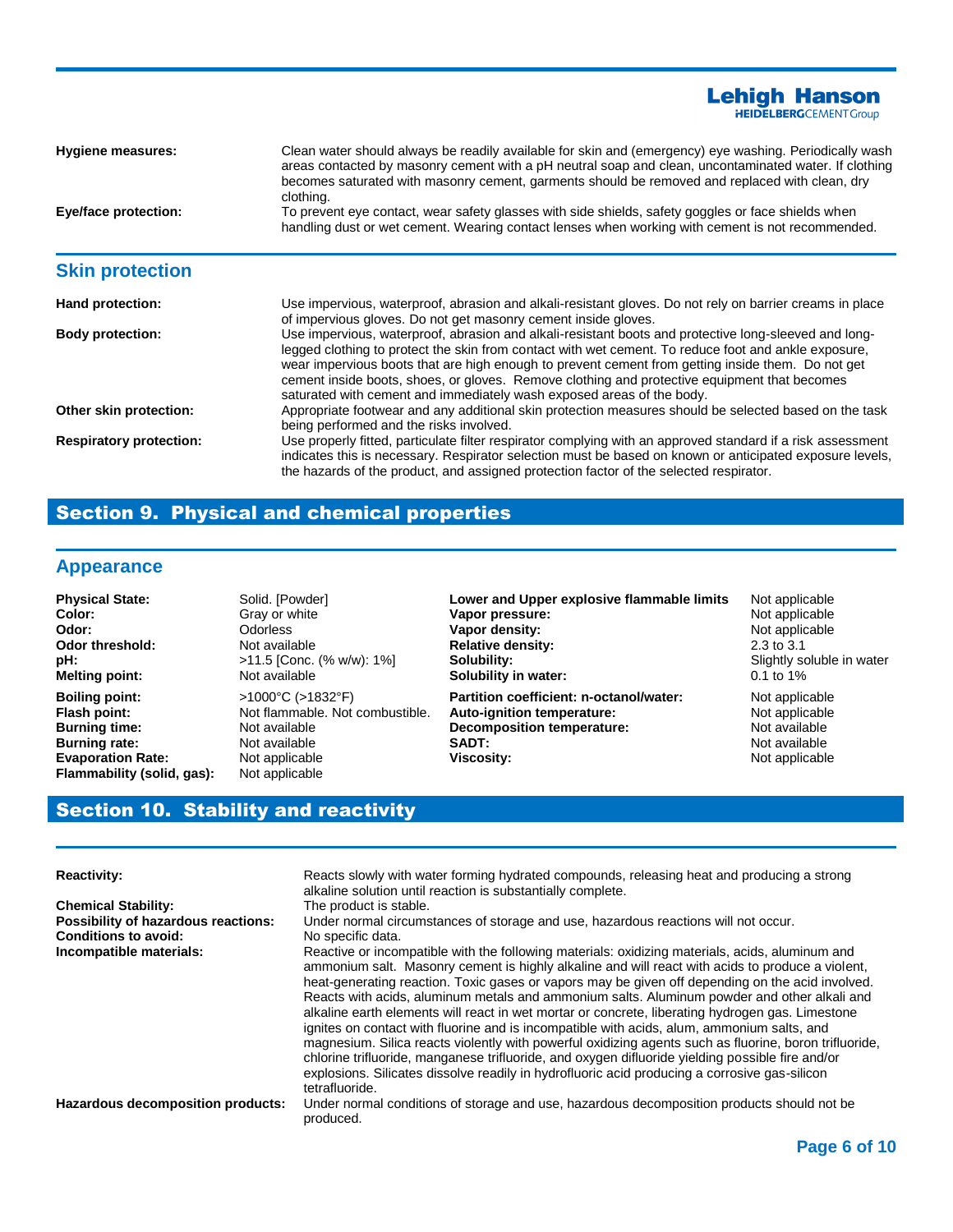**Hygiene measures:** Clean water should always be readily available for skin and (emergency) eye washing. Periodically wash areas contacted by masonry cement with a pH neutral soap and clean, uncontaminated water. If clothing becomes saturated with masonry cement, garments should be removed and replaced with clean, dry clothing.

**Eye/face protection:** To prevent eye contact, wear safety glasses with side shields, safety goggles or face shields when handling dust or wet cement. Wearing contact lenses when working with cement is not recommended.

## Skin protection

**Hand protection:** Use impervious, waterproof, abrasion and alkali-resistant gloves. Do not rely on barrier creams in place of impervious gloves. Do not get masonry cement inside gloves.

**Body protection:** Use impervious, waterproof, abrasion and alkali-resistant boots and protective long-sleeved and long-legged clothing to protect the skin from contact with wet cement. To reduce foot and ankle exposure, wear impervious boots that are high enough to prevent cement from getting inside them. Do not get cement inside boots, shoes, or gloves. Remove clothing and protective equipment that becomes saturated with cement and immediately wash exposed areas of the body.

**Other skin protection:** Appropriate footwear and any additional skin protection measures should be selected based on the task being performed and the risks involved.

**Respiratory protection:** Use properly fitted, particulate filter respirator complying with an approved standard if a risk assessment indicates this is necessary. Respirator selection must be based on known or anticipated exposure levels, the hazards of the product, and assigned protection factor of the selected respirator.

# Section 9. Physical and chemical properties

## Appearance

**Physical State:** Solid. [Powder]
**Color:** Gray or white
**Odor:** Odorless
**Odor threshold:** Not available
**pH:** >11.5 [Conc. (% w/w): 1%]
**Melting point:** Not available
**Boiling point:** >1000°C (>1832°F)
**Flash point:** Not flammable. Not combustible.
**Burning time:** Not available
**Burning rate:** Not available
**Evaporation Rate:** Not applicable
**Flammability (solid, gas):** Not applicable

**Lower and Upper explosive flammable limits** Not applicable
**Vapor pressure:** Not applicable
**Vapor density:** Not applicable
**Relative density:** 2.3 to 3.1
**Solubility:** Slightly soluble in water
**Solubility in water:** 0.1 to 1%
**Partition coefficient: n-octanol/water:** Not applicable
**Auto-ignition temperature:** Not applicable
**Decomposition temperature:** Not available
**SADT:** Not available
**Viscosity:** Not applicable

# Section 10. Stability and reactivity

**Reactivity:** Reacts slowly with water forming hydrated compounds, releasing heat and producing a strong alkaline solution until reaction is substantially complete.

**Chemical Stability:** The product is stable.

**Possibility of hazardous reactions:** Under normal circumstances of storage and use, hazardous reactions will not occur.

**Conditions to avoid:** No specific data.

**Incompatible materials:** Reactive or incompatible with the following materials: oxidizing materials, acids, aluminum and ammonium salt. Masonry cement is highly alkaline and will react with acids to produce a violent, heat-generating reaction. Toxic gases or vapors may be given off depending on the acid involved. Reacts with acids, aluminum metals and ammonium salts. Aluminum powder and other alkali and alkaline earth elements will react in wet mortar or concrete, liberating hydrogen gas. Limestone ignites on contact with fluorine and is incompatible with acids, alum, ammonium salts, and magnesium. Silica reacts violently with powerful oxidizing agents such as fluorine, boron trifluoride, chlorine trifluoride, manganese trifluoride, and oxygen difluoride yielding possible fire and/or explosions. Silicates dissolve readily in hydrofluoric acid producing a corrosive gas-silicon tetrafluoride.

**Hazardous decomposition products:** Under normal conditions of storage and use, hazardous decomposition products should not be produced.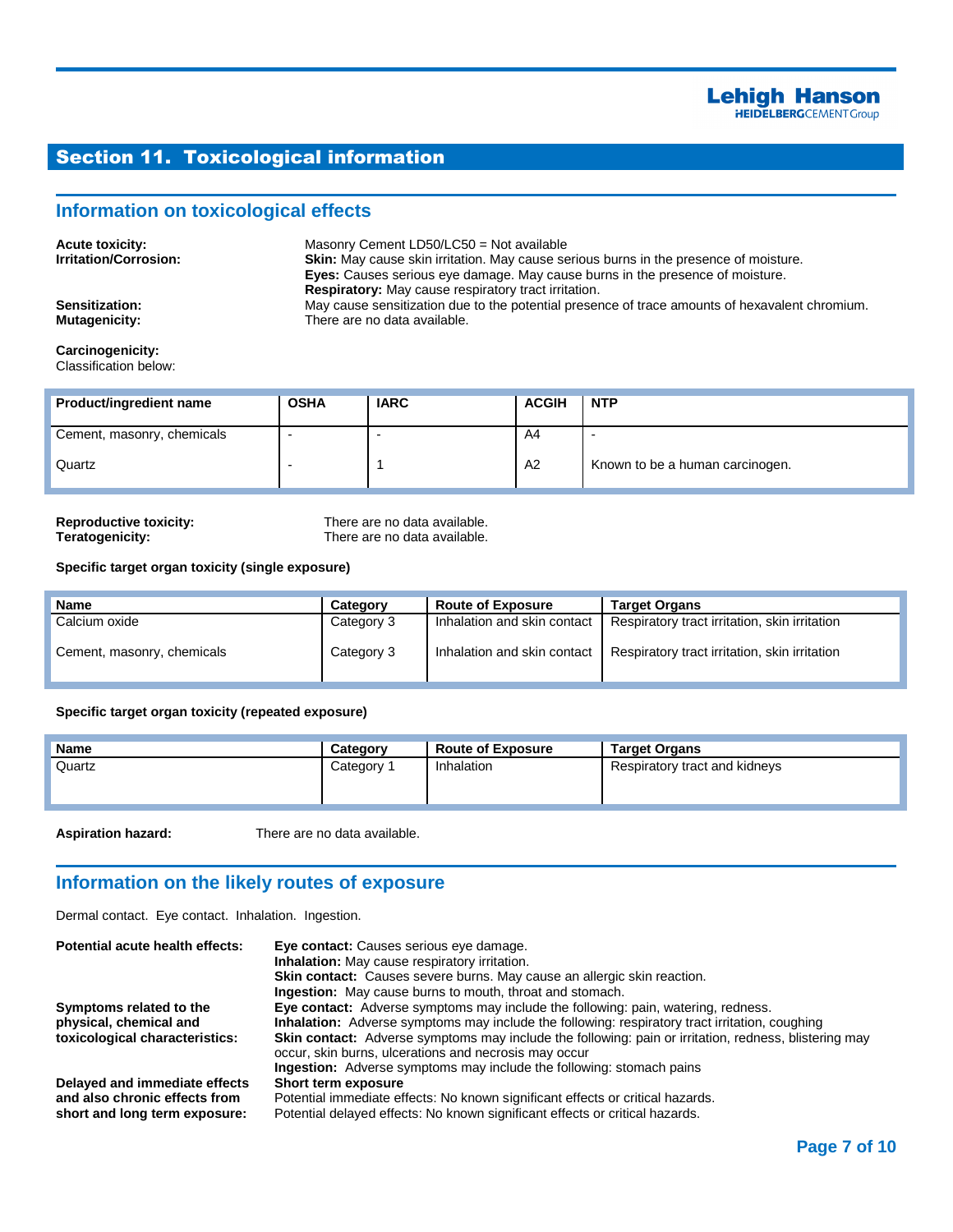## Section 11. Toxicological information

### Information on toxicological effects

**Acute toxicity:** Masonry Cement LD50/LC50 = Not available

**Irritation/Corrosion:** **Skin:** May cause skin irritation. May cause serious burns in the presence of moisture.
**Eyes:** Causes serious eye damage. May cause burns in the presence of moisture.
**Respiratory:** May cause respiratory tract irritation.

**Sensitization:** May cause sensitization due to the potential presence of trace amounts of hexavalent chromium.

**Mutagenicity:** There are no data available.

**Carcinogenicity:**
Classification below:

| Product/ingredient name | OSHA | IARC | ACGIH | NTP |
|---|---|---|---|---|
| Cement, masonry, chemicals | - | - | A4 | - |
| Quartz | - | 1 | A2 | Known to be a human carcinogen. |

**Reproductive toxicity:** There are no data available.

**Teratogenicity:** There are no data available.

**Specific target organ toxicity (single exposure)**

| Name | Category | Route of Exposure | Target Organs |
|---|---|---|---|
| Calcium oxide | Category 3 | Inhalation and skin contact | Respiratory tract irritation, skin irritation |
| Cement, masonry, chemicals | Category 3 | Inhalation and skin contact | Respiratory tract irritation, skin irritation |

**Specific target organ toxicity (repeated exposure)**

| Name | Category | Route of Exposure | Target Organs |
|---|---|---|---|
| Quartz | Category 1 | Inhalation | Respiratory tract and kidneys |

**Aspiration hazard:** There are no data available.

### Information on the likely routes of exposure

Dermal contact. Eye contact. Inhalation. Ingestion.

**Potential acute health effects:**
**Eye contact:** Causes serious eye damage.
**Inhalation:** May cause respiratory irritation.
**Skin contact:** Causes severe burns. May cause an allergic skin reaction.
**Ingestion:** May cause burns to mouth, throat and stomach.

**Symptoms related to the physical, chemical and toxicological characteristics:**
**Eye contact:** Adverse symptoms may include the following: pain, watering, redness.
**Inhalation:** Adverse symptoms may include the following: respiratory tract irritation, coughing
**Skin contact:** Adverse symptoms may include the following: pain or irritation, redness, blistering may occur, skin burns, ulcerations and necrosis may occur
**Ingestion:** Adverse symptoms may include the following: stomach pains

**Delayed and immediate effects and also chronic effects from short and long term exposure:**
**Short term exposure**
Potential immediate effects: No known significant effects or critical hazards.
Potential delayed effects: No known significant effects or critical hazards.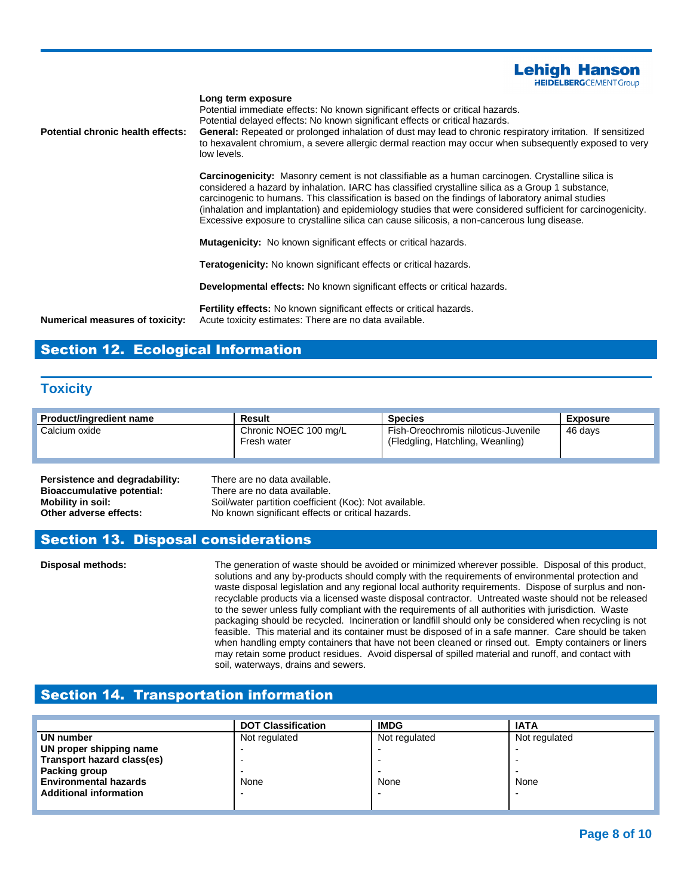**Potential chronic health effects:**

**Long term exposure**

Potential immediate effects: No known significant effects or critical hazards.
Potential delayed effects: No known significant effects or critical hazards.

**General:** Repeated or prolonged inhalation of dust may lead to chronic respiratory irritation. If sensitized to hexavalent chromium, a severe allergic dermal reaction may occur when subsequently exposed to very low levels.

**Carcinogenicity:** Masonry cement is not classifiable as a human carcinogen. Crystalline silica is considered a hazard by inhalation. IARC has classified crystalline silica as a Group 1 substance, carcinogenic to humans. This classification is based on the findings of laboratory animal studies (inhalation and implantation) and epidemiology studies that were considered sufficient for carcinogenicity. Excessive exposure to crystalline silica can cause silicosis, a non-cancerous lung disease.

**Mutagenicity:** No known significant effects or critical hazards.

**Teratogenicity:** No known significant effects or critical hazards.

**Developmental effects:** No known significant effects or critical hazards.

**Fertility effects:** No known significant effects or critical hazards.

**Numerical measures of toxicity:** Acute toxicity estimates: There are no data available.

## Section 12. Ecological Information

### Toxicity

| Product/ingredient name | Result | Species | Exposure |
|---|---|---|---|
| Calcium oxide | Chronic NOEC 100 mg/L Fresh water | Fish-Oreochromis niloticus-Juvenile (Fledgling, Hatchling, Weanling) | 46 days |

**Persistence and degradability:** There are no data available.
**Bioaccumulative potential:** There are no data available.
**Mobility in soil:** Soil/water partition coefficient (Koc): Not available.
**Other adverse effects:** No known significant effects or critical hazards.

## Section 13. Disposal considerations

**Disposal methods:** The generation of waste should be avoided or minimized wherever possible. Disposal of this product, solutions and any by-products should comply with the requirements of environmental protection and waste disposal legislation and any regional local authority requirements. Dispose of surplus and non-recyclable products via a licensed waste disposal contractor. Untreated waste should not be released to the sewer unless fully compliant with the requirements of all authorities with jurisdiction. Waste packaging should be recycled. Incineration or landfill should only be considered when recycling is not feasible. This material and its container must be disposed of in a safe manner. Care should be taken when handling empty containers that have not been cleaned or rinsed out. Empty containers or liners may retain some product residues. Avoid dispersal of spilled material and runoff, and contact with soil, waterways, drains and sewers.

## Section 14. Transportation information

| | DOT Classification | IMDG | IATA |
|---|---|---|---|
| **UN number** | Not regulated | Not regulated | Not regulated |
| **UN proper shipping name** | - | - | - |
| **Transport hazard class(es)** | - | - | - |
| **Packing group** | - | - | - |
| **Environmental hazards** | None | None | None |
| **Additional information** | - | - | - |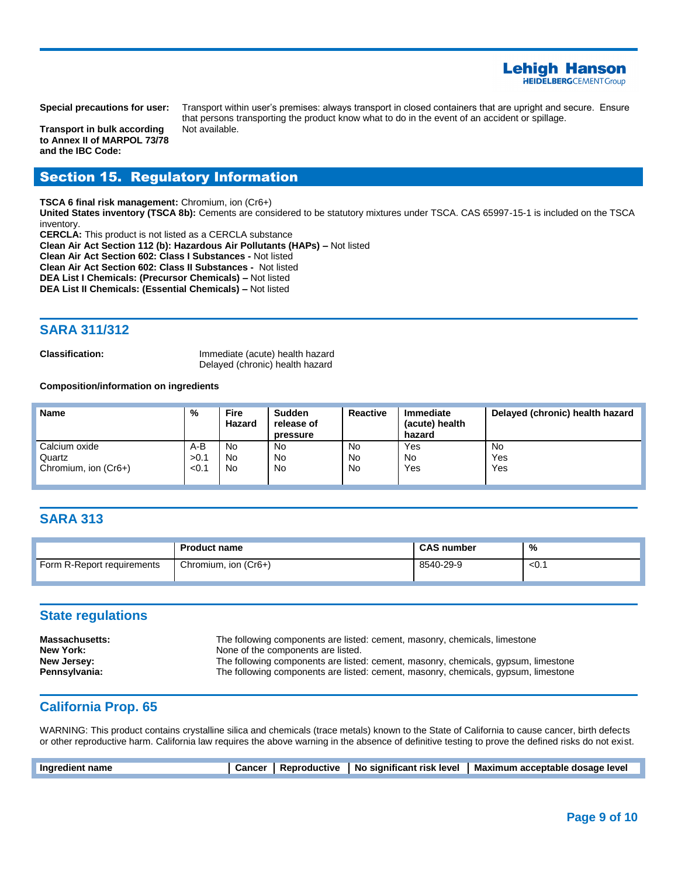**Special precautions for user:** Transport within user's premises: always transport in closed containers that are upright and secure. Ensure that persons transporting the product know what to do in the event of an accident or spillage.

**Transport in bulk according to Annex II of MARPOL 73/78 and the IBC Code:** Not available.

## Section 15. Regulatory Information

**TSCA 6 final risk management:** Chromium, ion (Cr6+)
**United States inventory (TSCA 8b):** Cements are considered to be statutory mixtures under TSCA. CAS 65997-15-1 is included on the TSCA inventory.
**CERCLA:** This product is not listed as a CERCLA substance
**Clean Air Act Section 112 (b): Hazardous Air Pollutants (HAPs) –** Not listed
**Clean Air Act Section 602: Class I Substances -** Not listed
**Clean Air Act Section 602: Class II Substances -** Not listed
**DEA List I Chemicals: (Precursor Chemicals) –** Not listed
**DEA List II Chemicals: (Essential Chemicals) –** Not listed

### SARA 311/312

**Classification:** Immediate (acute) health hazard
Delayed (chronic) health hazard

**Composition/information on ingredients**

| Name | % | Fire Hazard | Sudden release of pressure | Reactive | Immediate (acute) health hazard | Delayed (chronic) health hazard |
|---|---|---|---|---|---|---|
| Calcium oxide | A-B | No | No | No | Yes | No |
| Quartz | >0.1 | No | No | No | No | Yes |
| Chromium, ion (Cr6+) | <0.1 | No | No | No | Yes | Yes |

### SARA 313

| | Product name | CAS number | % |
|---|---|---|---|
| Form R-Report requirements | Chromium, ion (Cr6+) | 8540-29-9 | <0.1 |

### State regulations

**Massachusetts:** The following components are listed: cement, masonry, chemicals, limestone
**New York:** None of the components are listed.
**New Jersey:** The following components are listed: cement, masonry, chemicals, gypsum, limestone
**Pennsylvania:** The following components are listed: cement, masonry, chemicals, gypsum, limestone

### California Prop. 65

WARNING: This product contains crystalline silica and chemicals (trace metals) known to the State of California to cause cancer, birth defects or other reproductive harm. California law requires the above warning in the absence of definitive testing to prove the defined risks do not exist.

| Ingredient name | Cancer | Reproductive | No significant risk level | Maximum acceptable dosage level |
|---|---|---|---|---|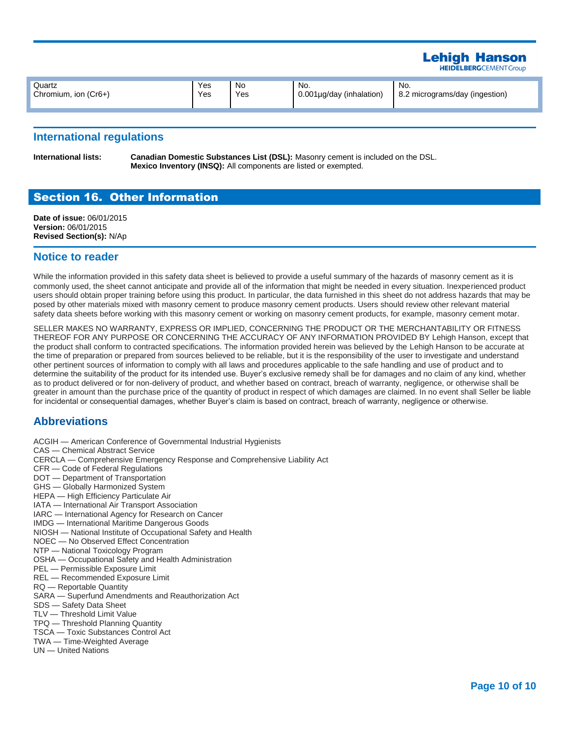| | | | | |
|---|---|---|---|---|
| Quartz | Yes | No | No. | No. |
| Chromium, ion (Cr6+) | Yes | Yes | 0.001µg/day (inhalation) | 8.2 micrograms/day (ingestion) |

## International regulations

**International lists:** **Canadian Domestic Substances List (DSL):** Masonry cement is included on the DSL.
**Mexico Inventory (INSQ):** All components are listed or exempted.

# Section 16. Other Information

**Date of issue:** 06/01/2015
**Version:** 06/01/2015
**Revised Section(s):** N/Ap

## Notice to reader

While the information provided in this safety data sheet is believed to provide a useful summary of the hazards of masonry cement as it is commonly used, the sheet cannot anticipate and provide all of the information that might be needed in every situation. Inexperienced product users should obtain proper training before using this product. In particular, the data furnished in this sheet do not address hazards that may be posed by other materials mixed with masonry cement to produce masonry cement products. Users should review other relevant material safety data sheets before working with this masonry cement or working on masonry cement products, for example, masonry cement motar.

SELLER MAKES NO WARRANTY, EXPRESS OR IMPLIED, CONCERNING THE PRODUCT OR THE MERCHANTABILITY OR FITNESS THEREOF FOR ANY PURPOSE OR CONCERNING THE ACCURACY OF ANY INFORMATION PROVIDED BY Lehigh Hanson, except that the product shall conform to contracted specifications. The information provided herein was believed by the Lehigh Hanson to be accurate at the time of preparation or prepared from sources believed to be reliable, but it is the responsibility of the user to investigate and understand other pertinent sources of information to comply with all laws and procedures applicable to the safe handling and use of product and to determine the suitability of the product for its intended use. Buyer's exclusive remedy shall be for damages and no claim of any kind, whether as to product delivered or for non-delivery of product, and whether based on contract, breach of warranty, negligence, or otherwise shall be greater in amount than the purchase price of the quantity of product in respect of which damages are claimed. In no event shall Seller be liable for incidental or consequential damages, whether Buyer's claim is based on contract, breach of warranty, negligence or otherwise.

## Abbreviations

ACGIH — American Conference of Governmental Industrial Hygienists
CAS — Chemical Abstract Service
CERCLA — Comprehensive Emergency Response and Comprehensive Liability Act
CFR — Code of Federal Regulations
DOT — Department of Transportation
GHS — Globally Harmonized System
HEPA — High Efficiency Particulate Air
IATA — International Air Transport Association
IARC — International Agency for Research on Cancer
IMDG — International Maritime Dangerous Goods
NIOSH — National Institute of Occupational Safety and Health
NOEC — No Observed Effect Concentration
NTP — National Toxicology Program
OSHA — Occupational Safety and Health Administration
PEL — Permissible Exposure Limit
REL — Recommended Exposure Limit
RQ — Reportable Quantity
SARA — Superfund Amendments and Reauthorization Act
SDS — Safety Data Sheet
TLV — Threshold Limit Value
TPQ — Threshold Planning Quantity
TSCA — Toxic Substances Control Act
TWA — Time-Weighted Average
UN — United Nations